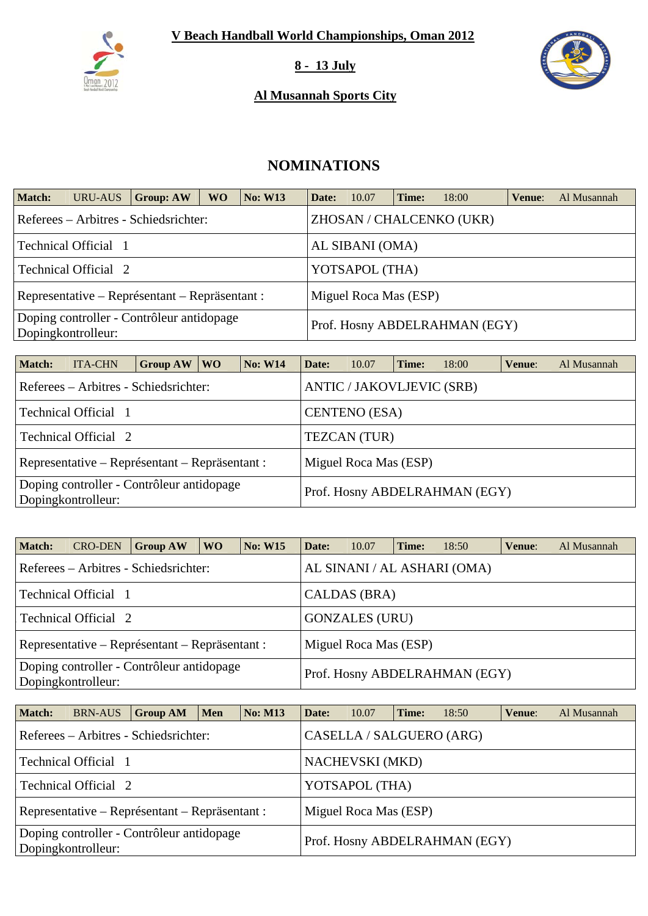# V Beach Handball World Championships, Oman 2012

**8 - 13 July**

**Al Musannah Sports City**

## NOMINATIONS

| **Match:** URU-AUS | **Group: AW** | **WO** | **No: W13** | **Date:** 10.07 | **Time:** 18:00 | **Venue**: Al Musannah |
|---|---|---|---|---|---|---|
| Referees – Arbitres - Schiedsrichter: | | | | ZHOSAN / CHALCENKO (UKR) | | |
| Technical Official 1 | | | | AL SIBANI (OMA) | | |
| Technical Official 2 | | | | YOTSAPOL (THA) | | |
| Representative – Représentant – Repräsentant : | | | | Miguel Roca Mas (ESP) | | |
| Doping controller - Contrôleur antidopage Dopingkontrolleur: | | | | Prof. Hosny ABDELRAHMAN (EGY) | | |

| **Match:** ITA-CHN | **Group AW** | **WO** | **No: W14** | **Date:** 10.07 | **Time:** 18:00 | **Venue**: Al Musannah |
|---|---|---|---|---|---|---|
| Referees – Arbitres - Schiedsrichter: | | | | ANTIC / JAKOVLJEVIC (SRB) | | |
| Technical Official 1 | | | | CENTENO (ESA) | | |
| Technical Official 2 | | | | TEZCAN (TUR) | | |
| Representative – Représentant – Repräsentant : | | | | Miguel Roca Mas (ESP) | | |
| Doping controller - Contrôleur antidopage Dopingkontrolleur: | | | | Prof. Hosny ABDELRAHMAN (EGY) | | |

| **Match:** CRO-DEN | **Group AW** | **WO** | **No: W15** | **Date:** 10.07 | **Time:** 18:50 | **Venue**: Al Musannah |
|---|---|---|---|---|---|---|
| Referees – Arbitres - Schiedsrichter: | | | | AL SINANI / AL ASHARI (OMA) | | |
| Technical Official 1 | | | | CALDAS (BRA) | | |
| Technical Official 2 | | | | GONZALES (URU) | | |
| Representative – Représentant – Repräsentant : | | | | Miguel Roca Mas (ESP) | | |
| Doping controller - Contrôleur antidopage Dopingkontrolleur: | | | | Prof. Hosny ABDELRAHMAN (EGY) | | |

| **Match:** BRN-AUS | **Group AM** | **Men** | **No: M13** | **Date:** 10.07 | **Time:** 18:50 | **Venue**: Al Musannah |
|---|---|---|---|---|---|---|
| Referees – Arbitres - Schiedsrichter: | | | | CASELLA / SALGUERO (ARG) | | |
| Technical Official 1 | | | | NACHEVSKI (MKD) | | |
| Technical Official 2 | | | | YOTSAPOL (THA) | | |
| Representative – Représentant – Repräsentant : | | | | Miguel Roca Mas (ESP) | | |
| Doping controller - Contrôleur antidopage Dopingkontrolleur: | | | | Prof. Hosny ABDELRAHMAN (EGY) | | |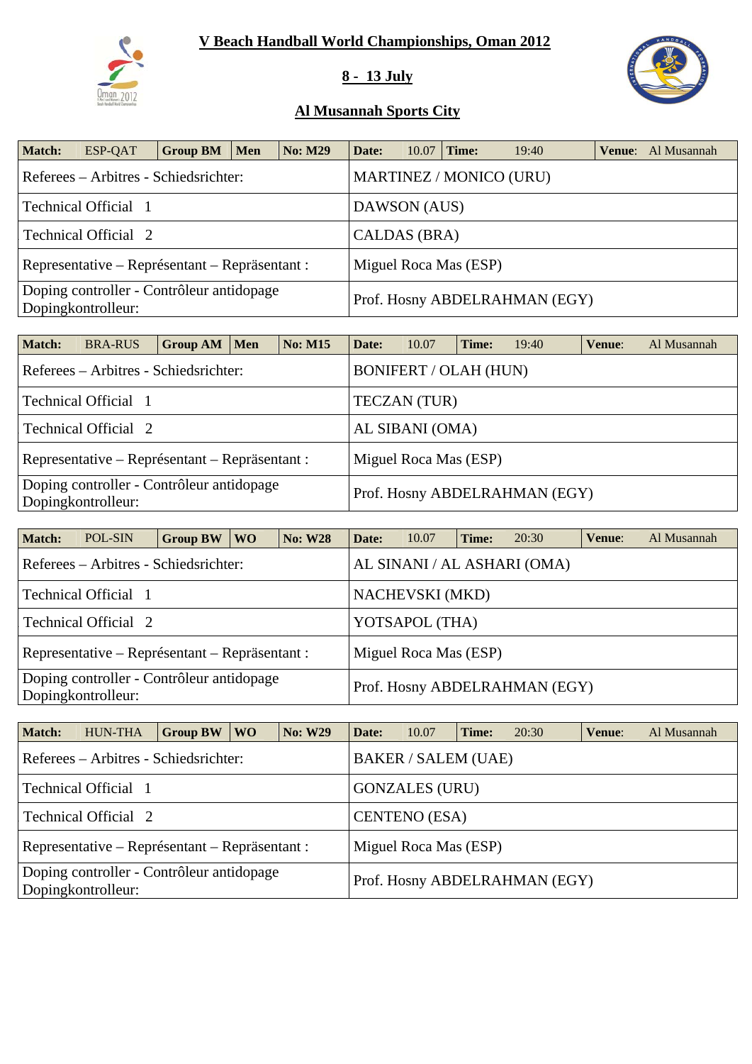# V Beach Handball World Championships, Oman 2012

## 8 - 13 July

## Al Musannah Sports City

| Match: | ESP-QAT | Group BM | Men | No: M29 | Date: | 10.07 | Time: | 19:40 | Venue: | Al Musannah |
|---|---|---|---|---|---|---|---|---|---|---|
| Referees – Arbitres - Schiedsrichter: | | | | | MARTINEZ / MONICO (URU) | | | | | |
| Technical Official 1 | | | | | DAWSON (AUS) | | | | | |
| Technical Official 2 | | | | | CALDAS (BRA) | | | | | |
| Representative – Représentant – Repräsentant : | | | | | Miguel Roca Mas (ESP) | | | | | |
| Doping controller - Contrôleur antidopage Dopingkontrolleur: | | | | | Prof. Hosny ABDELRAHMAN (EGY) | | | | | |

| Match: | BRA-RUS | Group AM | Men | No: M15 | Date: | 10.07 | Time: | 19:40 | Venue: | Al Musannah |
|---|---|---|---|---|---|---|---|---|---|---|
| Referees – Arbitres - Schiedsrichter: | | | | | BONIFERT / OLAH (HUN) | | | | | |
| Technical Official 1 | | | | | TECZAN (TUR) | | | | | |
| Technical Official 2 | | | | | AL SIBANI (OMA) | | | | | |
| Representative – Représentant – Repräsentant : | | | | | Miguel Roca Mas (ESP) | | | | | |
| Doping controller - Contrôleur antidopage Dopingkontrolleur: | | | | | Prof. Hosny ABDELRAHMAN (EGY) | | | | | |

| Match: | POL-SIN | Group BW | WO | No: W28 | Date: | 10.07 | Time: | 20:30 | Venue: | Al Musannah |
|---|---|---|---|---|---|---|---|---|---|---|
| Referees – Arbitres - Schiedsrichter: | | | | | AL SINANI / AL ASHARI (OMA) | | | | | |
| Technical Official 1 | | | | | NACHEVSKI (MKD) | | | | | |
| Technical Official 2 | | | | | YOTSAPOL (THA) | | | | | |
| Representative – Représentant – Repräsentant : | | | | | Miguel Roca Mas (ESP) | | | | | |
| Doping controller - Contrôleur antidopage Dopingkontrolleur: | | | | | Prof. Hosny ABDELRAHMAN (EGY) | | | | | |

| Match: | HUN-THA | Group BW | WO | No: W29 | Date: | 10.07 | Time: | 20:30 | Venue: | Al Musannah |
|---|---|---|---|---|---|---|---|---|---|---|
| Referees – Arbitres - Schiedsrichter: | | | | | BAKER / SALEM (UAE) | | | | | |
| Technical Official 1 | | | | | GONZALES (URU) | | | | | |
| Technical Official 2 | | | | | CENTENO (ESA) | | | | | |
| Representative – Représentant – Repräsentant : | | | | | Miguel Roca Mas (ESP) | | | | | |
| Doping controller - Contrôleur antidopage Dopingkontrolleur: | | | | | Prof. Hosny ABDELRAHMAN (EGY) | | | | | |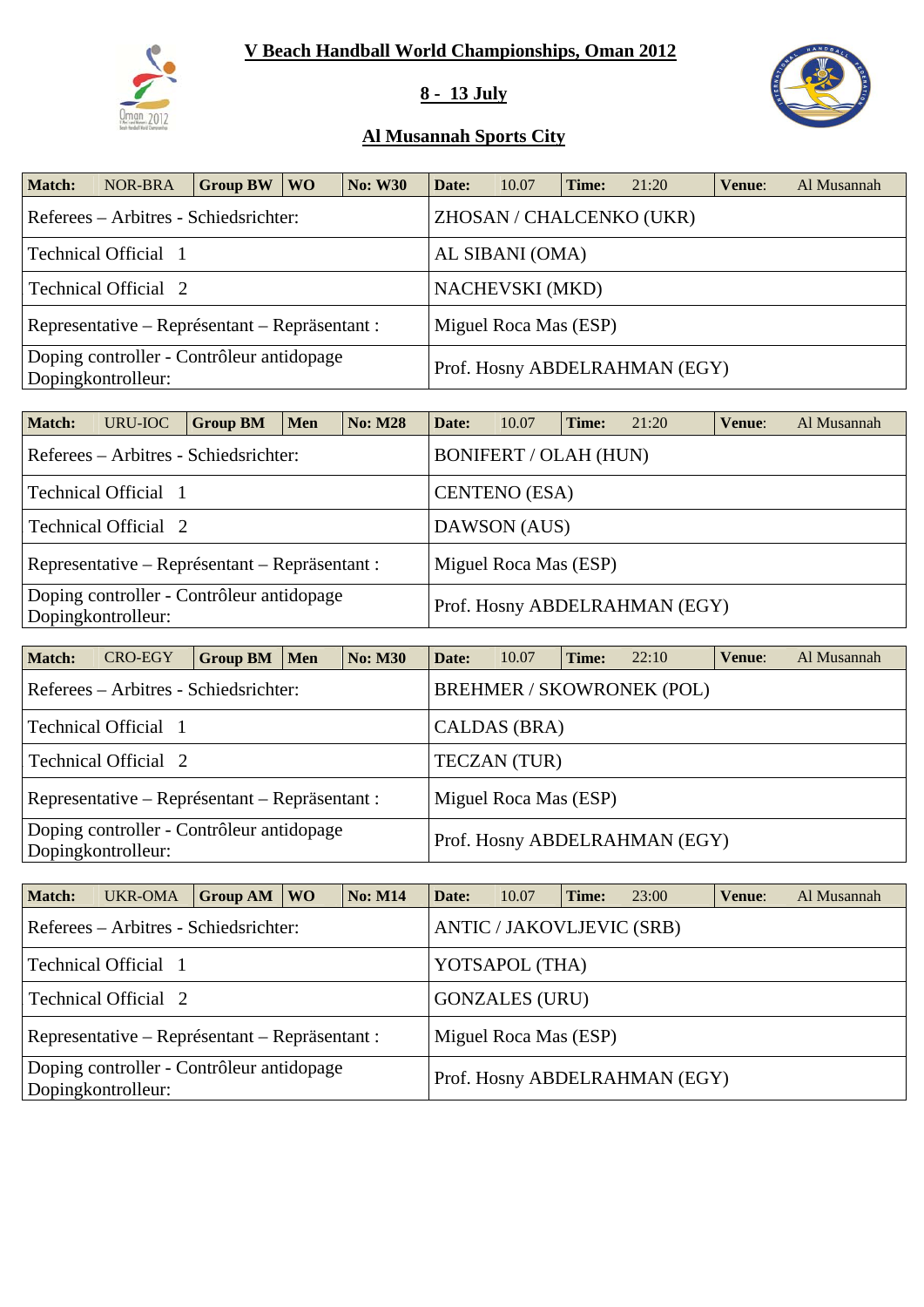**V Beach Handball World Championships, Oman 2012**

**8 - 13 July**

**Al Musannah Sports City**

| **Match:** | NOR-BRA | **Group BW** | **WO** | **No: W30** | **Date:** | 10.07 | **Time:** | 21:20 | **Venue**: | Al Musannah |
|---|---|---|---|---|---|---|---|---|---|---|
| Referees – Arbitres - Schiedsrichter: | | | | | ZHOSAN / CHALCENKO (UKR) | | | | | |
| Technical Official 1 | | | | | AL SIBANI (OMA) | | | | | |
| Technical Official 2 | | | | | NACHEVSKI (MKD) | | | | | |
| Representative – Représentant – Repräsentant : | | | | | Miguel Roca Mas (ESP) | | | | | |
| Doping controller - Contrôleur antidopage Dopingkontrolleur: | | | | | Prof. Hosny ABDELRAHMAN (EGY) | | | | | |

| **Match:** | URU-IOC | **Group BM** | **Men** | **No: M28** | **Date:** | 10.07 | **Time:** | 21:20 | **Venue**: | Al Musannah |
|---|---|---|---|---|---|---|---|---|---|---|
| Referees – Arbitres - Schiedsrichter: | | | | | BONIFERT / OLAH (HUN) | | | | | |
| Technical Official 1 | | | | | CENTENO (ESA) | | | | | |
| Technical Official 2 | | | | | DAWSON (AUS) | | | | | |
| Representative – Représentant – Repräsentant : | | | | | Miguel Roca Mas (ESP) | | | | | |
| Doping controller - Contrôleur antidopage Dopingkontrolleur: | | | | | Prof. Hosny ABDELRAHMAN (EGY) | | | | | |

| **Match:** | CRO-EGY | **Group BM** | **Men** | **No: M30** | **Date:** | 10.07 | **Time:** | 22:10 | **Venue**: | Al Musannah |
|---|---|---|---|---|---|---|---|---|---|---|
| Referees – Arbitres - Schiedsrichter: | | | | | BREHMER / SKOWRONEK (POL) | | | | | |
| Technical Official 1 | | | | | CALDAS (BRA) | | | | | |
| Technical Official 2 | | | | | TECZAN (TUR) | | | | | |
| Representative – Représentant – Repräsentant : | | | | | Miguel Roca Mas (ESP) | | | | | |
| Doping controller - Contrôleur antidopage Dopingkontrolleur: | | | | | Prof. Hosny ABDELRAHMAN (EGY) | | | | | |

| **Match:** | UKR-OMA | **Group AM** | **WO** | **No: M14** | **Date:** | 10.07 | **Time:** | 23:00 | **Venue**: | Al Musannah |
|---|---|---|---|---|---|---|---|---|---|---|
| Referees – Arbitres - Schiedsrichter: | | | | | ANTIC / JAKOVLJEVIC (SRB) | | | | | |
| Technical Official 1 | | | | | YOTSAPOL (THA) | | | | | |
| Technical Official 2 | | | | | GONZALES (URU) | | | | | |
| Representative – Représentant – Repräsentant : | | | | | Miguel Roca Mas (ESP) | | | | | |
| Doping controller - Contrôleur antidopage Dopingkontrolleur: | | | | | Prof. Hosny ABDELRAHMAN (EGY) | | | | | |